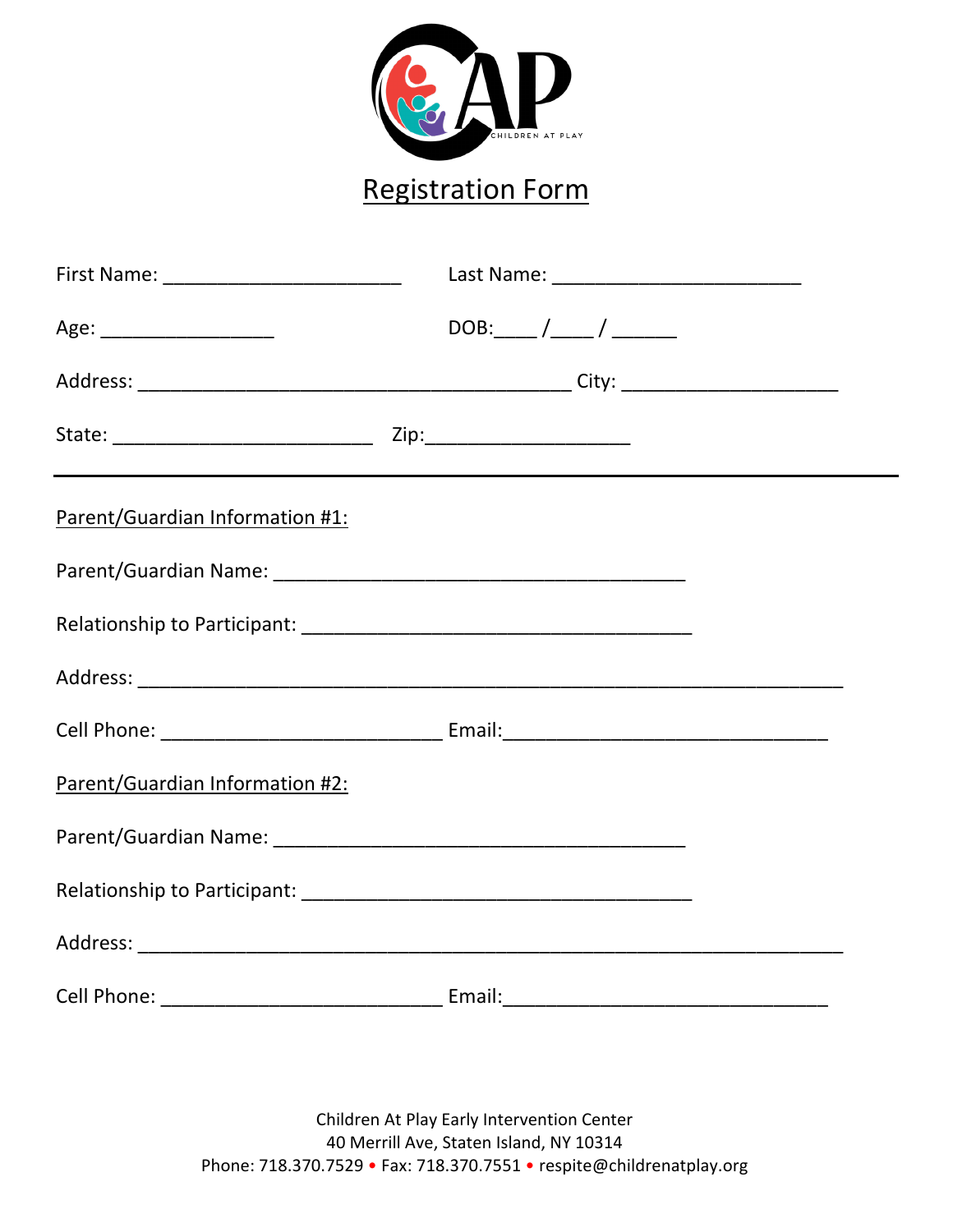CAP CHILDREN AT PLAY

# Registration Form

First Name: ______________________ Last Name: _______________________

Age: ________________ DOB:____ /____ / ______

Address: ________________________________________ City: ____________________

State: ________________________ Zip:___________________

---

Parent/Guardian Information #1:

Parent/Guardian Name: ______________________________________

Relationship to Participant: ____________________________________

Address: _________________________________________________________________

Cell Phone: __________________________ Email:______________________________

Parent/Guardian Information #2:

Parent/Guardian Name: ______________________________________

Relationship to Participant: ____________________________________

Address: _________________________________________________________________

Cell Phone: __________________________ Email:______________________________

Children At Play Early Intervention Center
40 Merrill Ave, Staten Island, NY 10314
Phone: 718.370.7529 • Fax: 718.370.7551 • respite@childrenatplay.org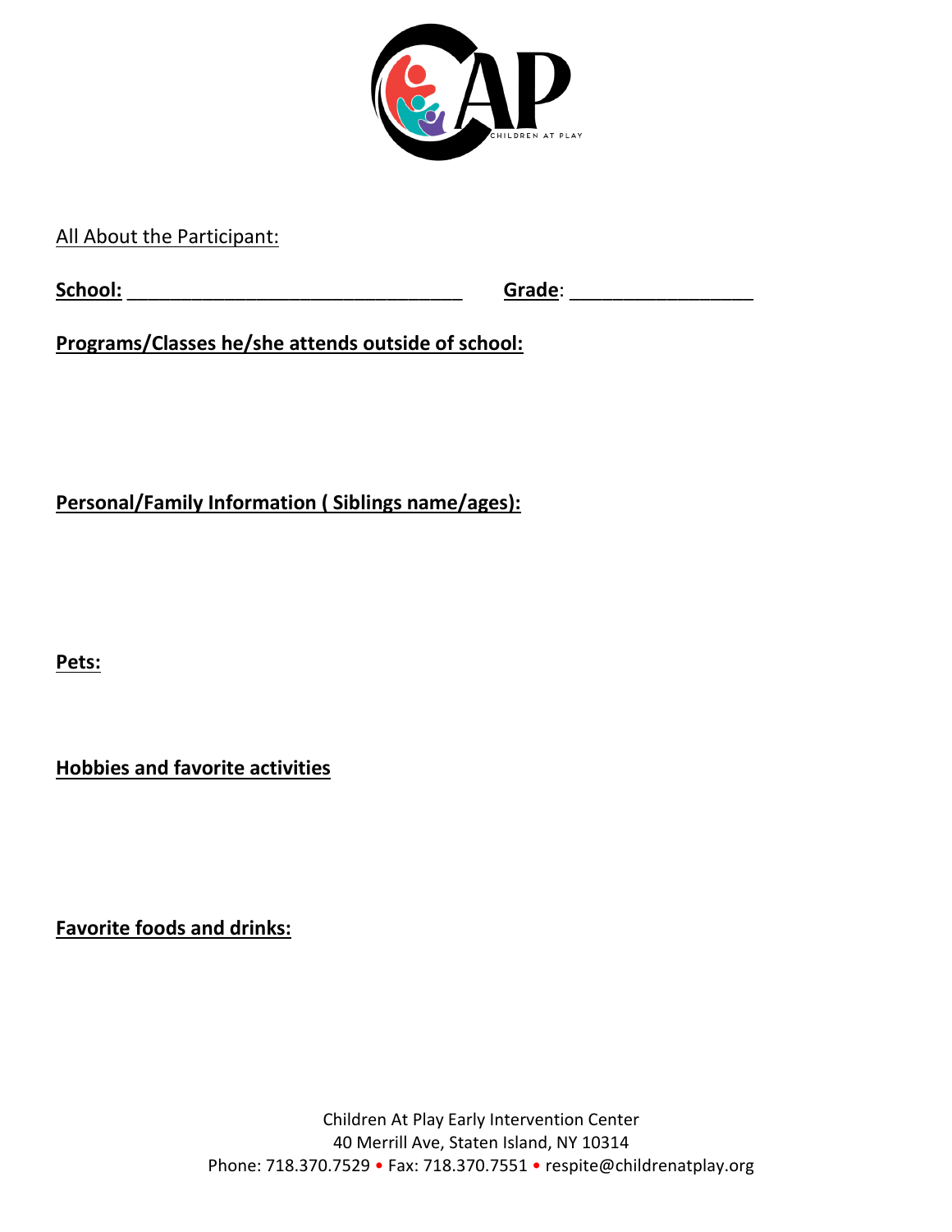All About the Participant:

**School:** ________________________________ **Grade**: _________________

**Programs/Classes he/she attends outside of school:**

**Personal/Family Information ( Siblings name/ages):**

**Pets:**

**Hobbies and favorite activities**

**Favorite foods and drinks:**

Children At Play Early Intervention Center
40 Merrill Ave, Staten Island, NY 10314
Phone: 718.370.7529 • Fax: 718.370.7551 • respite@childrenatplay.org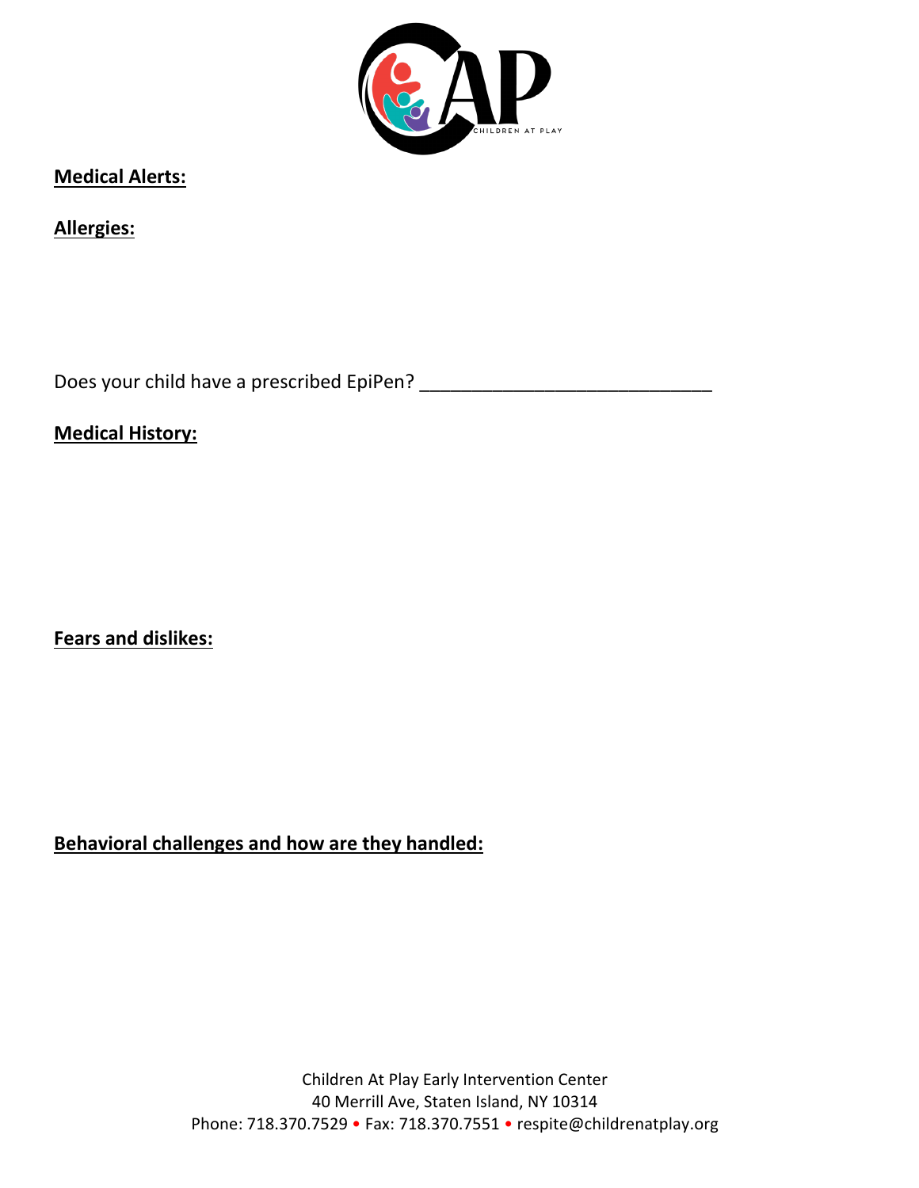**Medical Alerts:**

**Allergies:**

Does your child have a prescribed EpiPen? ___________________________

**Medical History:**

**Fears and dislikes:**

**Behavioral challenges and how are they handled:**

Children At Play Early Intervention Center
40 Merrill Ave, Staten Island, NY 10314
Phone: 718.370.7529 • Fax: 718.370.7551 • respite@childrenatplay.org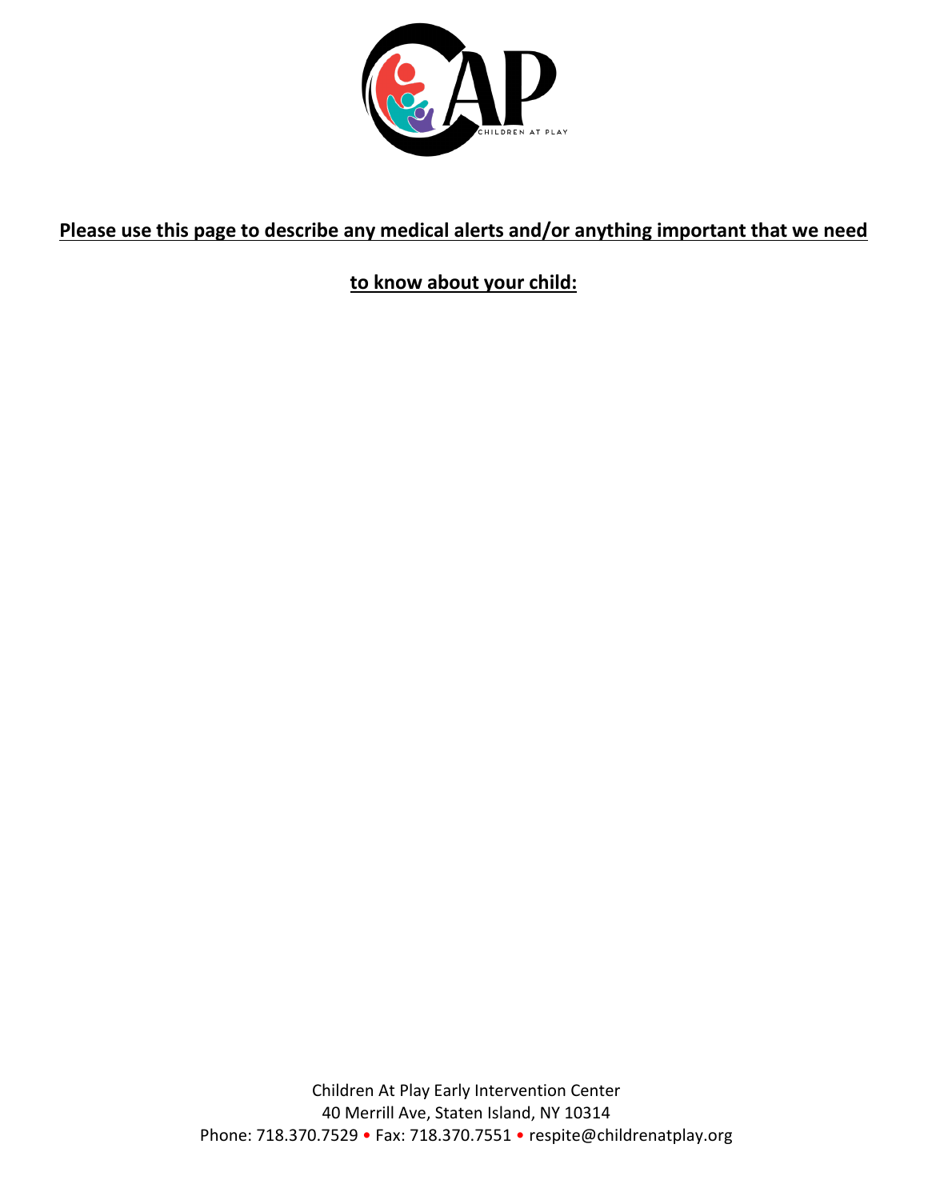**<u>Please use this page to describe any medical alerts and/or anything important that we need to know about your child:</u>**

Children At Play Early Intervention Center
40 Merrill Ave, Staten Island, NY 10314
Phone: 718.370.7529 • Fax: 718.370.7551 • respite@childrenatplay.org